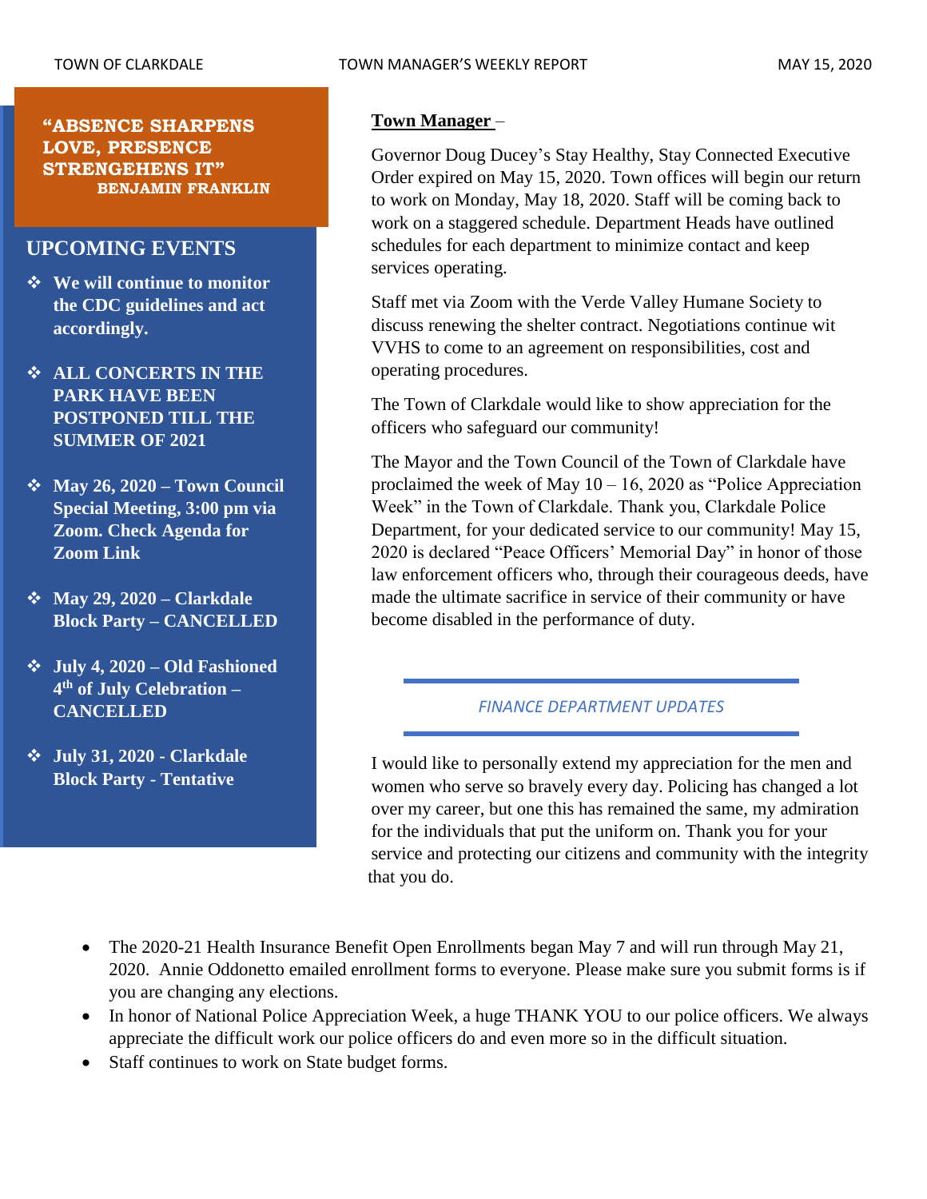**"ABSENCE SHARPENS LOVE, PRESENCE STRENGEHENS IT"**
**BENJAMIN FRANKLIN**

## UPCOMING EVENTS

- **We will continue to monitor the CDC guidelines and act accordingly.**
- **ALL CONCERTS IN THE PARK HAVE BEEN POSTPONED TILL THE SUMMER OF 2021**
- **May 26, 2020 – Town Council Special Meeting, 3:00 pm via Zoom. Check Agenda for Zoom Link**
- **May 29, 2020 – Clarkdale Block Party – CANCELLED**
- **July 4, 2020 – Old Fashioned 4th of July Celebration – CANCELLED**
- **July 31, 2020 - Clarkdale Block Party - Tentative**

**Town Manager** –

Governor Doug Ducey's Stay Healthy, Stay Connected Executive Order expired on May 15, 2020. Town offices will begin our return to work on Monday, May 18, 2020. Staff will be coming back to work on a staggered schedule. Department Heads have outlined schedules for each department to minimize contact and keep services operating.

Staff met via Zoom with the Verde Valley Humane Society to discuss renewing the shelter contract. Negotiations continue wit VVHS to come to an agreement on responsibilities, cost and operating procedures.

The Town of Clarkdale would like to show appreciation for the officers who safeguard our community!

The Mayor and the Town Council of the Town of Clarkdale have proclaimed the week of May 10 – 16, 2020 as "Police Appreciation Week" in the Town of Clarkdale. Thank you, Clarkdale Police Department, for your dedicated service to our community! May 15, 2020 is declared "Peace Officers' Memorial Day" in honor of those law enforcement officers who, through their courageous deeds, have made the ultimate sacrifice in service of their community or have become disabled in the performance of duty.

## *FINANCE DEPARTMENT UPDATES*

I would like to personally extend my appreciation for the men and women who serve so bravely every day. Policing has changed a lot over my career, but one this has remained the same, my admiration for the individuals that put the uniform on. Thank you for your service and protecting our citizens and community with the integrity that you do.

- The 2020-21 Health Insurance Benefit Open Enrollments began May 7 and will run through May 21, 2020. Annie Oddonetto emailed enrollment forms to everyone. Please make sure you submit forms is if you are changing any elections.
- In honor of National Police Appreciation Week, a huge THANK YOU to our police officers. We always appreciate the difficult work our police officers do and even more so in the difficult situation.
- Staff continues to work on State budget forms.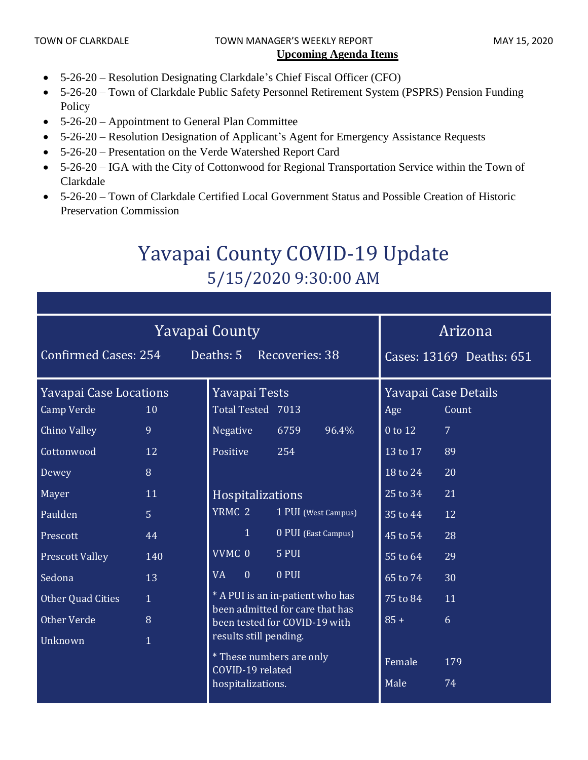**Upcoming Agenda Items**

- 5-26-20 – Resolution Designating Clarkdale's Chief Fiscal Officer (CFO)
- 5-26-20 – Town of Clarkdale Public Safety Personnel Retirement System (PSPRS) Pension Funding Policy
- 5-26-20 – Appointment to General Plan Committee
- 5-26-20 – Resolution Designation of Applicant's Agent for Emergency Assistance Requests
- 5-26-20 – Presentation on the Verde Watershed Report Card
- 5-26-20 – IGA with the City of Cottonwood for Regional Transportation Service within the Town of Clarkdale
- 5-26-20 – Town of Clarkdale Certified Local Government Status and Possible Creation of Historic Preservation Commission

# Yavapai County COVID-19 Update

## 5/15/2020 9:30:00 AM

### Yavapai County

Confirmed Cases: 254 Deaths: 5 Recoveries: 38

### Arizona

Cases: 13169 Deaths: 651

### Yavapai Case Locations

| Location | Count |
|---|---|
| Camp Verde | 10 |
| Chino Valley | 9 |
| Cottonwood | 12 |
| Dewey | 8 |
| Mayer | 11 |
| Paulden | 5 |
| Prescott | 44 |
| Prescott Valley | 140 |
| Sedona | 13 |
| Other Quad Cities | 1 |
| Other Verde | 8 |
| Unknown | 1 |

### Yavapai Tests

| | | |
|---|---|---|
| Total Tested | 7013 | |
| Negative | 6759 | 96.4% |
| Positive | 254 | |

### Hospitalizations

| | | |
|---|---|---|
| YRMC | 2 | 1 PUI (West Campus) |
| | 1 | 0 PUI (East Campus) |
| VVMC | 0 | 5 PUI |
| VA | 0 | 0 PUI |

* A PUI is an in-patient who has been admitted for care that has been tested for COVID-19 with results still pending.

* These numbers are only COVID-19 related hospitalizations.

### Yavapai Case Details

| Age | Count |
|---|---|
| 0 to 12 | 7 |
| 13 to 17 | 89 |
| 18 to 24 | 20 |
| 25 to 34 | 21 |
| 35 to 44 | 12 |
| 45 to 54 | 28 |
| 55 to 64 | 29 |
| 65 to 74 | 30 |
| 75 to 84 | 11 |
| 85 + | 6 |

| | |
|---|---|
| Female | 179 |
| Male | 74 |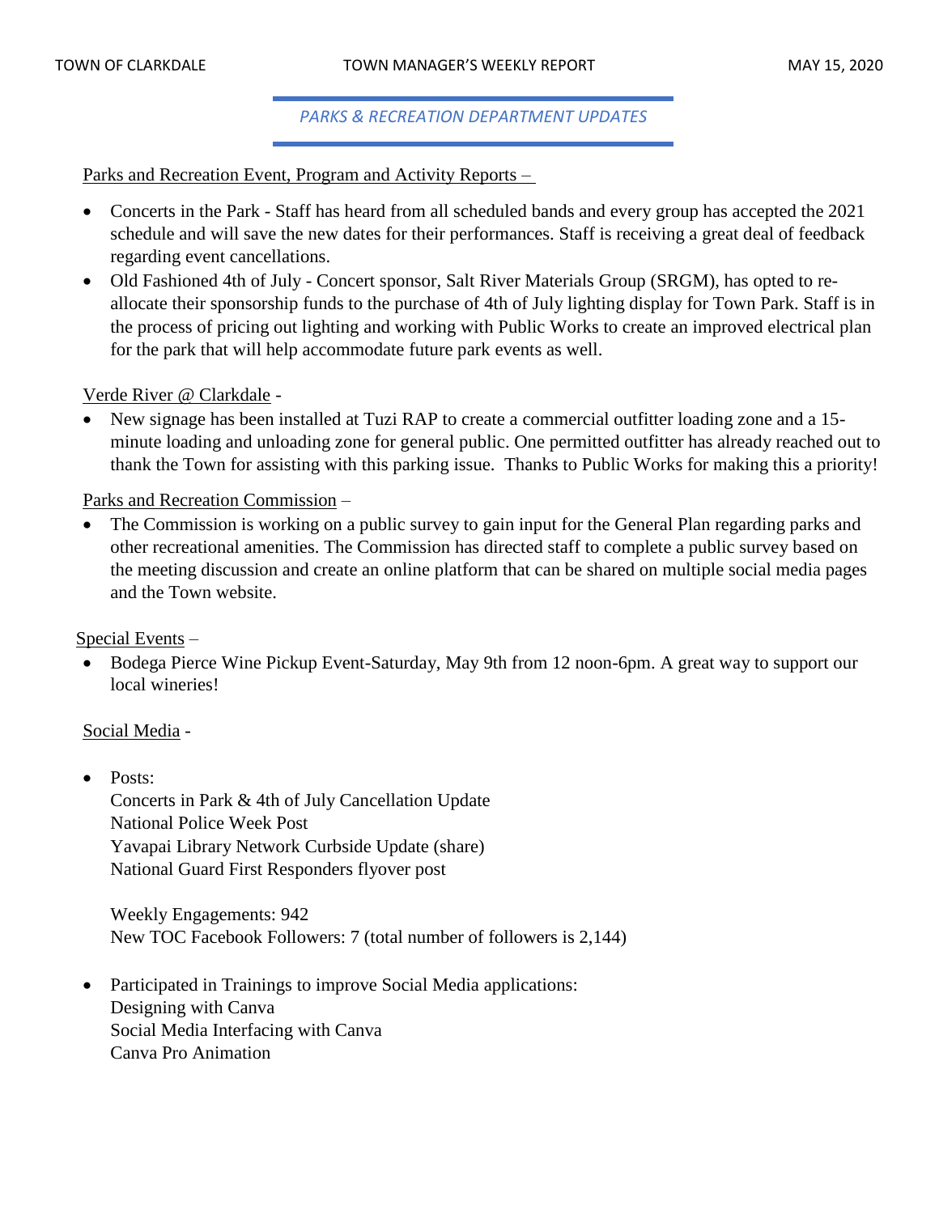## PARKS & RECREATION DEPARTMENT UPDATES

Parks and Recreation Event, Program and Activity Reports –

- Concerts in the Park - Staff has heard from all scheduled bands and every group has accepted the 2021 schedule and will save the new dates for their performances. Staff is receiving a great deal of feedback regarding event cancellations.
- Old Fashioned 4th of July - Concert sponsor, Salt River Materials Group (SRGM), has opted to re-allocate their sponsorship funds to the purchase of 4th of July lighting display for Town Park. Staff is in the process of pricing out lighting and working with Public Works to create an improved electrical plan for the park that will help accommodate future park events as well.

Verde River @ Clarkdale -

- New signage has been installed at Tuzi RAP to create a commercial outfitter loading zone and a 15-minute loading and unloading zone for general public. One permitted outfitter has already reached out to thank the Town for assisting with this parking issue. Thanks to Public Works for making this a priority!

Parks and Recreation Commission –

- The Commission is working on a public survey to gain input for the General Plan regarding parks and other recreational amenities. The Commission has directed staff to complete a public survey based on the meeting discussion and create an online platform that can be shared on multiple social media pages and the Town website.

Special Events –

- Bodega Pierce Wine Pickup Event-Saturday, May 9th from 12 noon-6pm. A great way to support our local wineries!

Social Media -

- Posts:
  Concerts in Park & 4th of July Cancellation Update
  National Police Week Post
  Yavapai Library Network Curbside Update (share)
  National Guard First Responders flyover post

  Weekly Engagements: 942
  New TOC Facebook Followers: 7 (total number of followers is 2,144)

- Participated in Trainings to improve Social Media applications:
  Designing with Canva
  Social Media Interfacing with Canva
  Canva Pro Animation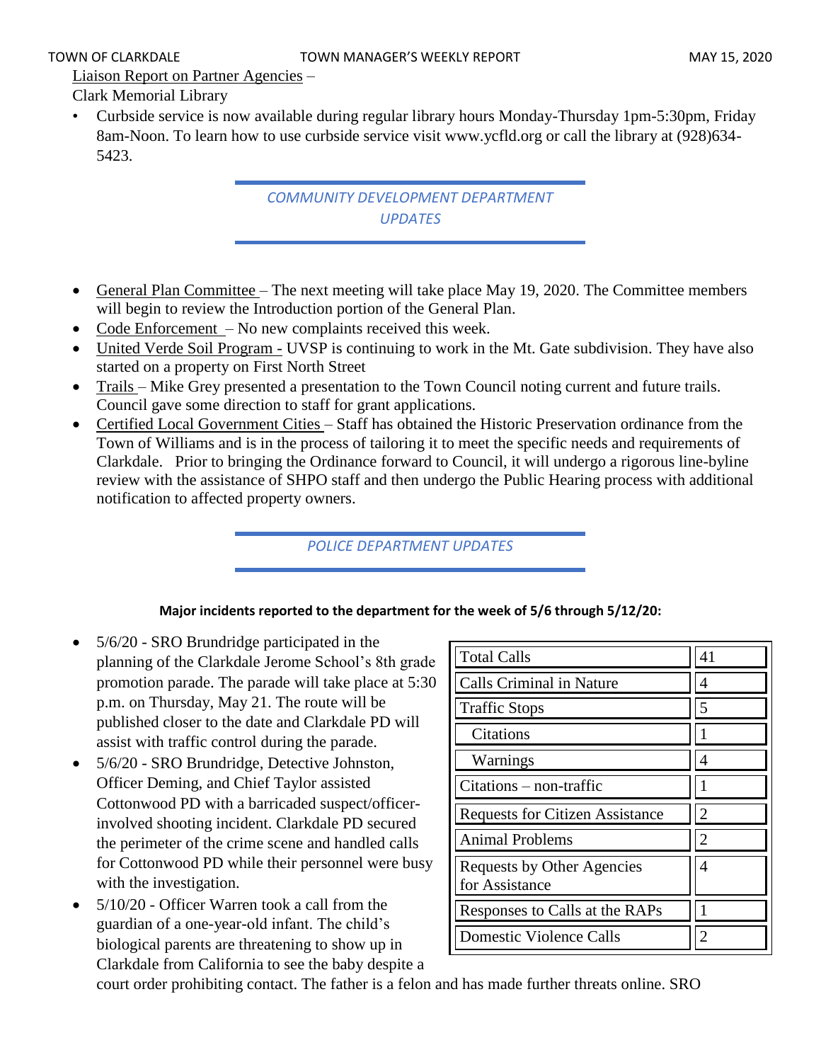Liaison Report on Partner Agencies –

Clark Memorial Library

- Curbside service is now available during regular library hours Monday-Thursday 1pm-5:30pm, Friday 8am-Noon. To learn how to use curbside service visit www.ycfld.org or call the library at (928)634-5423.

## *COMMUNITY DEVELOPMENT DEPARTMENT UPDATES*

- General Plan Committee – The next meeting will take place May 19, 2020. The Committee members will begin to review the Introduction portion of the General Plan.
- Code Enforcement – No new complaints received this week.
- United Verde Soil Program - UVSP is continuing to work in the Mt. Gate subdivision. They have also started on a property on First North Street
- Trails – Mike Grey presented a presentation to the Town Council noting current and future trails. Council gave some direction to staff for grant applications.
- Certified Local Government Cities – Staff has obtained the Historic Preservation ordinance from the Town of Williams and is in the process of tailoring it to meet the specific needs and requirements of Clarkdale. Prior to bringing the Ordinance forward to Council, it will undergo a rigorous line-byline review with the assistance of SHPO staff and then undergo the Public Hearing process with additional notification to affected property owners.

## *POLICE DEPARTMENT UPDATES*

**Major incidents reported to the department for the week of 5/6 through 5/12/20:**

| Total Calls | 41 |
|---|---|
| Calls Criminal in Nature | 4 |
| Traffic Stops | 5 |
| Citations | 1 |
| Warnings | 4 |
| Citations – non-traffic | 1 |
| Requests for Citizen Assistance | 2 |
| Animal Problems | 2 |
| Requests by Other Agencies for Assistance | 4 |
| Responses to Calls at the RAPs | 1 |
| Domestic Violence Calls | 2 |

- 5/6/20 - SRO Brundridge participated in the planning of the Clarkdale Jerome School's 8th grade promotion parade. The parade will take place at 5:30 p.m. on Thursday, May 21. The route will be published closer to the date and Clarkdale PD will assist with traffic control during the parade.
- 5/6/20 - SRO Brundridge, Detective Johnston, Officer Deming, and Chief Taylor assisted Cottonwood PD with a barricaded suspect/officer-involved shooting incident. Clarkdale PD secured the perimeter of the crime scene and handled calls for Cottonwood PD while their personnel were busy with the investigation.
- 5/10/20 - Officer Warren took a call from the guardian of a one-year-old infant. The child's biological parents are threatening to show up in Clarkdale from California to see the baby despite a court order prohibiting contact. The father is a felon and has made further threats online. SRO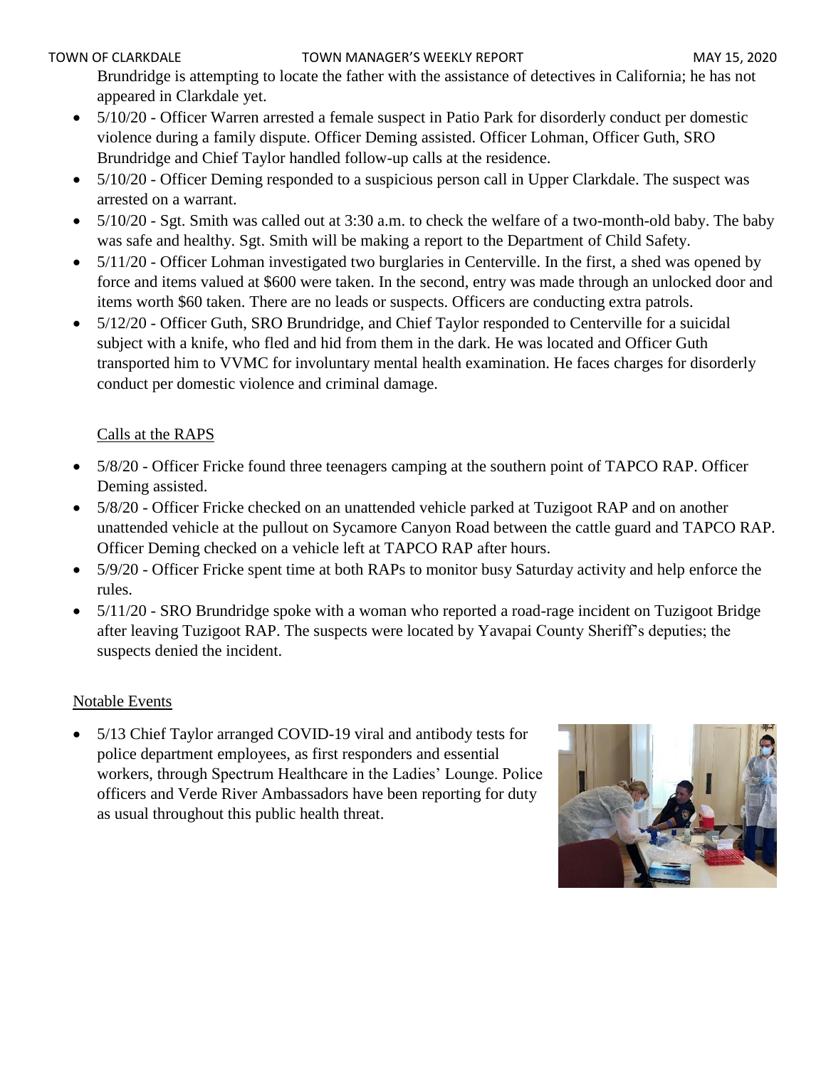Brundridge is attempting to locate the father with the assistance of detectives in California; he has not appeared in Clarkdale yet.

- 5/10/20 - Officer Warren arrested a female suspect in Patio Park for disorderly conduct per domestic violence during a family dispute. Officer Deming assisted. Officer Lohman, Officer Guth, SRO Brundridge and Chief Taylor handled follow-up calls at the residence.
- 5/10/20 - Officer Deming responded to a suspicious person call in Upper Clarkdale. The suspect was arrested on a warrant.
- 5/10/20 - Sgt. Smith was called out at 3:30 a.m. to check the welfare of a two-month-old baby. The baby was safe and healthy. Sgt. Smith will be making a report to the Department of Child Safety.
- 5/11/20 - Officer Lohman investigated two burglaries in Centerville. In the first, a shed was opened by force and items valued at $600 were taken. In the second, entry was made through an unlocked door and items worth $60 taken. There are no leads or suspects. Officers are conducting extra patrols.
- 5/12/20 - Officer Guth, SRO Brundridge, and Chief Taylor responded to Centerville for a suicidal subject with a knife, who fled and hid from them in the dark. He was located and Officer Guth transported him to VVMC for involuntary mental health examination. He faces charges for disorderly conduct per domestic violence and criminal damage.

<u>Calls at the RAPS</u>

- 5/8/20 - Officer Fricke found three teenagers camping at the southern point of TAPCO RAP. Officer Deming assisted.
- 5/8/20 - Officer Fricke checked on an unattended vehicle parked at Tuzigoot RAP and on another unattended vehicle at the pullout on Sycamore Canyon Road between the cattle guard and TAPCO RAP. Officer Deming checked on a vehicle left at TAPCO RAP after hours.
- 5/9/20 - Officer Fricke spent time at both RAPs to monitor busy Saturday activity and help enforce the rules.
- 5/11/20 - SRO Brundridge spoke with a woman who reported a road-rage incident on Tuzigoot Bridge after leaving Tuzigoot RAP. The suspects were located by Yavapai County Sheriff's deputies; the suspects denied the incident.

<u>Notable Events</u>

- 5/13 Chief Taylor arranged COVID-19 viral and antibody tests for police department employees, as first responders and essential workers, through Spectrum Healthcare in the Ladies' Lounge. Police officers and Verde River Ambassadors have been reporting for duty as usual throughout this public health threat.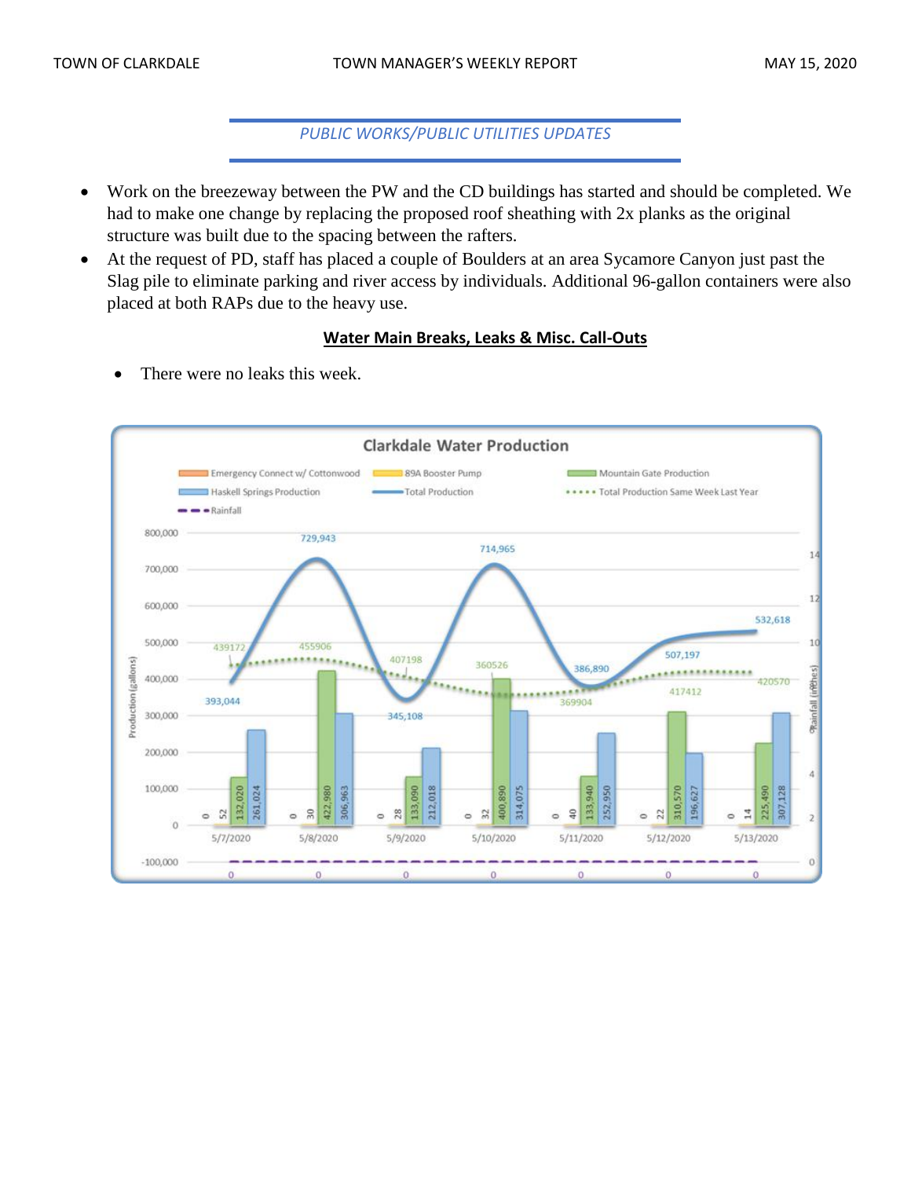## PUBLIC WORKS/PUBLIC UTILITIES UPDATES

- Work on the breezeway between the PW and the CD buildings has started and should be completed. We had to make one change by replacing the proposed roof sheathing with 2x planks as the original structure was built due to the spacing between the rafters.
- At the request of PD, staff has placed a couple of Boulders at an area Sycamore Canyon just past the Slag pile to eliminate parking and river access by individuals. Additional 96-gallon containers were also placed at both RAPs due to the heavy use.

**Water Main Breaks, Leaks & Misc. Call-Outs**

- There were no leaks this week.

Clarkdale Water Production

Emergency Connect w/ Cottonwood
89A Booster Pump
Mountain Gate Production
Haskell Springs Production
Total Production
Total Production Same Week Last Year
Rainfall

Production (gallons)
Rainfall (inches)

800,000
700,000
600,000
500,000
400,000
300,000
200,000
100,000
0
-100,000

14
12
10
8
6
4
2
0

5/7/2020: 0, 52, 132,020, 261,024; 393,044; 439172; 0
5/8/2020: 0, 30, 422,980, 306,963; 729,943; 455906; 0
5/9/2020: 0, 28, 133,090, 212,018; 345,108; 407198; 0
5/10/2020: 0, 32, 400,890, 314,075; 714,965; 360526; 0
5/11/2020: 0, 40, 133,940, 252,950; 386,890; 369904; 0
5/12/2020: 0, 22, 310,570, 196,627; 507,197; 417412; 0
5/13/2020: 0, 14, 225,490, 307,128; 532,618; 420570; 0